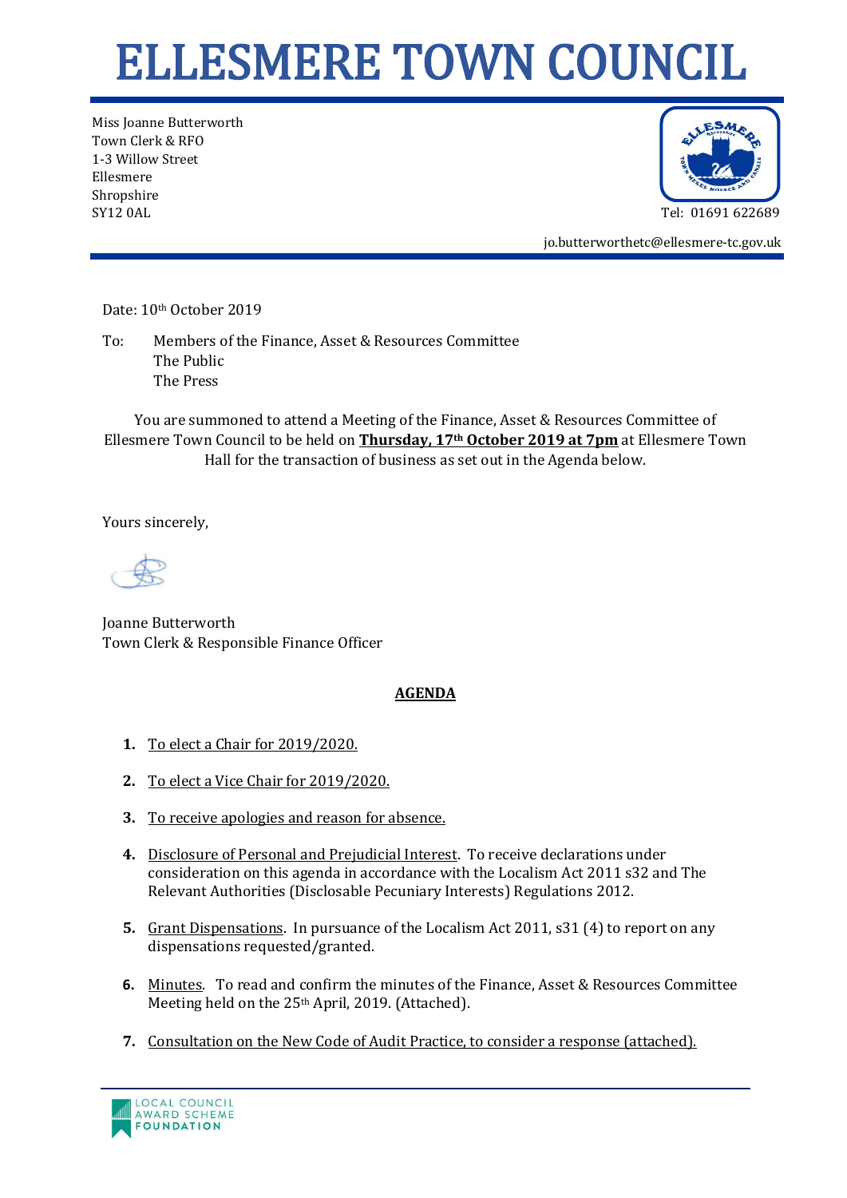# ELLESMERE TOWN COUNCIL

Miss Joanne Butterworth
Town Clerk & RFO
1-3 Willow Street
Ellesmere
Shropshire
SY12 0AL

Tel: 01691 622689

jo.butterworthetc@ellesmere-tc.gov.uk

Date: 10th October 2019

To: Members of the Finance, Asset & Resources Committee
The Public
The Press

You are summoned to attend a Meeting of the Finance, Asset & Resources Committee of Ellesmere Town Council to be held on **Thursday, 17th October 2019 at 7pm** at Ellesmere Town Hall for the transaction of business as set out in the Agenda below.

Yours sincerely,

Joanne Butterworth
Town Clerk & Responsible Finance Officer

## AGENDA

1. To elect a Chair for 2019/2020.
2. To elect a Vice Chair for 2019/2020.
3. To receive apologies and reason for absence.
4. Disclosure of Personal and Prejudicial Interest. To receive declarations under consideration on this agenda in accordance with the Localism Act 2011 s32 and The Relevant Authorities (Disclosable Pecuniary Interests) Regulations 2012.
5. Grant Dispensations. In pursuance of the Localism Act 2011, s31 (4) to report on any dispensations requested/granted.
6. Minutes. To read and confirm the minutes of the Finance, Asset & Resources Committee Meeting held on the 25th April, 2019. (Attached).
7. Consultation on the New Code of Audit Practice, to consider a response (attached).

LOCAL COUNCIL AWARD SCHEME FOUNDATION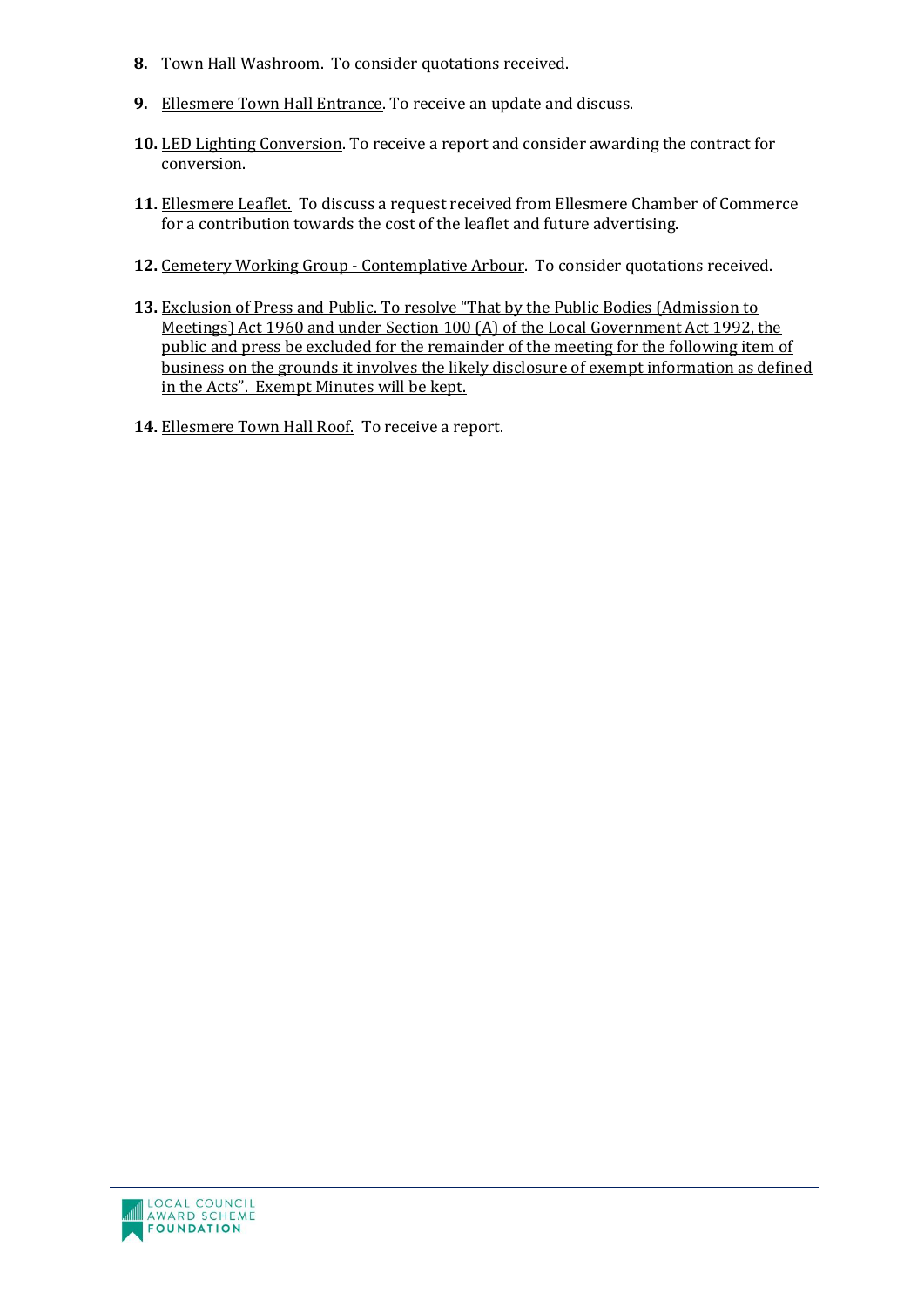8. <u>Town Hall Washroom</u>. To consider quotations received.

9. <u>Ellesmere Town Hall Entrance</u>. To receive an update and discuss.

10. <u>LED Lighting Conversion</u>. To receive a report and consider awarding the contract for conversion.

11. <u>Ellesmere Leaflet.</u> To discuss a request received from Ellesmere Chamber of Commerce for a contribution towards the cost of the leaflet and future advertising.

12. <u>Cemetery Working Group - Contemplative Arbour</u>. To consider quotations received.

13. <u>Exclusion of Press and Public. To resolve "That by the Public Bodies (Admission to Meetings) Act 1960 and under Section 100 (A) of the Local Government Act 1992, the public and press be excluded for the remainder of the meeting for the following item of business on the grounds it involves the likely disclosure of exempt information as defined in the Acts". Exempt Minutes will be kept.</u>

14. <u>Ellesmere Town Hall Roof.</u> To receive a report.